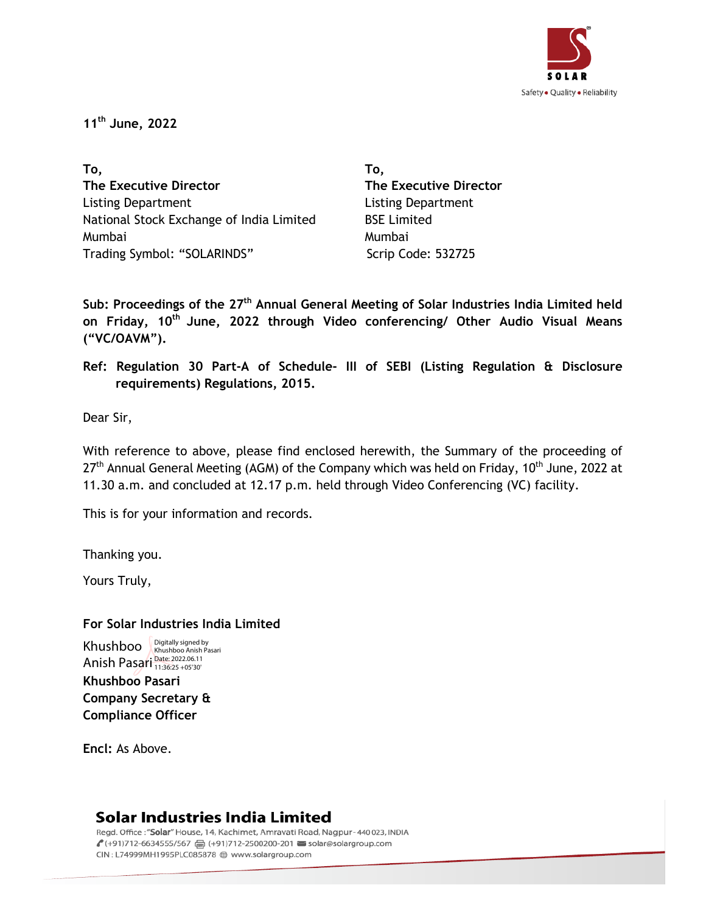11th June, 2022

**To,**
**The Executive Director**
Listing Department
National Stock Exchange of India Limited
Mumbai
Trading Symbol: "SOLARINDS"

**To,**
**The Executive Director**
Listing Department
BSE Limited
Mumbai
Scrip Code: 532725

**Sub: Proceedings of the 27th Annual General Meeting of Solar Industries India Limited held on Friday, 10th June, 2022 through Video conferencing/ Other Audio Visual Means ("VC/OAVM").**

**Ref: Regulation 30 Part-A of Schedule- III of SEBI (Listing Regulation & Disclosure requirements) Regulations, 2015.**

Dear Sir,

With reference to above, please find enclosed herewith, the Summary of the proceeding of 27th Annual General Meeting (AGM) of the Company which was held on Friday, 10th June, 2022 at 11.30 a.m. and concluded at 12.17 p.m. held through Video Conferencing (VC) facility.

This is for your information and records.

Thanking you.

Yours Truly,

**For Solar Industries India Limited**

Khushboo Anish Pasari
Digitally signed by Khushboo Anish Pasari
Date: 2022.06.11 11:36:25 +05'30'

**Khushboo Pasari**
**Company Secretary & Compliance Officer**

**Encl:** As Above.

**Solar Industries India Limited**
Regd. Office : "Solar" House, 14, Kachimet, Amravati Road, Nagpur - 440 023, INDIA
(+91)712-6634555/567 (+91)712-2500200-201 solar@solargroup.com
CIN : L74999MH1995PLC085878 www.solargroup.com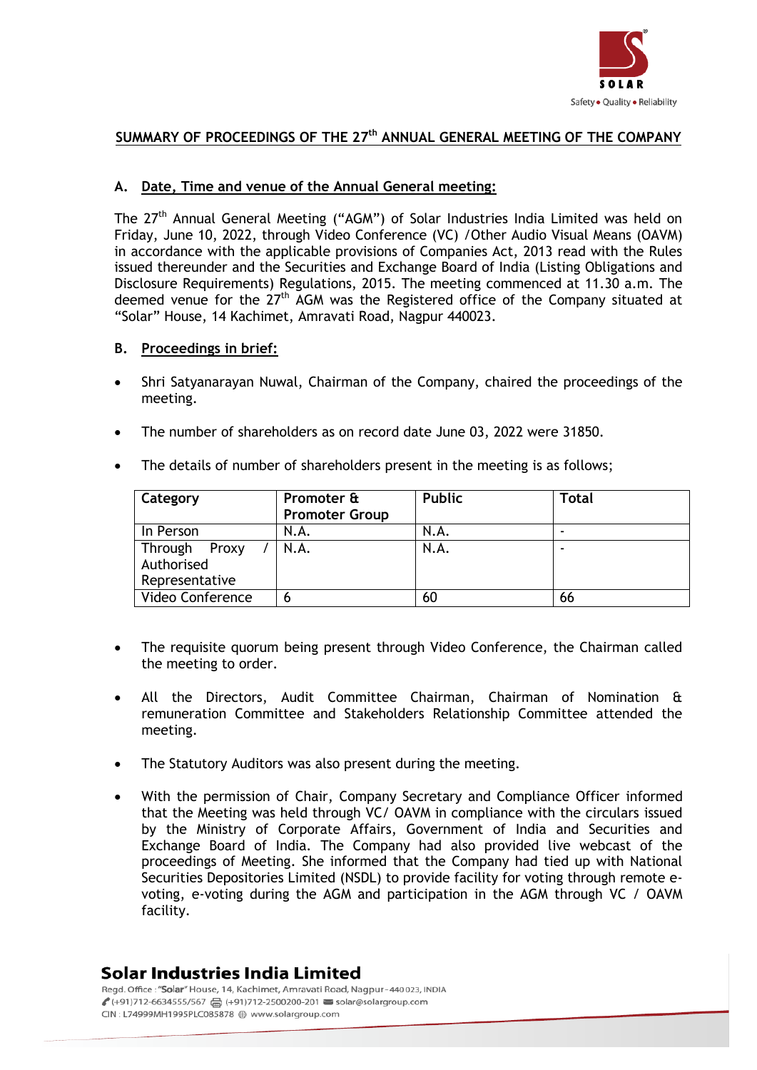## SUMMARY OF PROCEEDINGS OF THE 27th ANNUAL GENERAL MEETING OF THE COMPANY

### A. Date, Time and venue of the Annual General meeting:

The 27th Annual General Meeting ("AGM") of Solar Industries India Limited was held on Friday, June 10, 2022, through Video Conference (VC) /Other Audio Visual Means (OAVM) in accordance with the applicable provisions of Companies Act, 2013 read with the Rules issued thereunder and the Securities and Exchange Board of India (Listing Obligations and Disclosure Requirements) Regulations, 2015. The meeting commenced at 11.30 a.m. The deemed venue for the 27th AGM was the Registered office of the Company situated at "Solar" House, 14 Kachimet, Amravati Road, Nagpur 440023.

### B. Proceedings in brief:

- Shri Satyanarayan Nuwal, Chairman of the Company, chaired the proceedings of the meeting.
- The number of shareholders as on record date June 03, 2022 were 31850.
- The details of number of shareholders present in the meeting is as follows;

| Category | Promoter & Promoter Group | Public | Total |
|---|---|---|---|
| In Person | N.A. | N.A. | - |
| Through Proxy / Authorised Representative | N.A. | N.A. | - |
| Video Conference | 6 | 60 | 66 |

- The requisite quorum being present through Video Conference, the Chairman called the meeting to order.
- All the Directors, Audit Committee Chairman, Chairman of Nomination & remuneration Committee and Stakeholders Relationship Committee attended the meeting.
- The Statutory Auditors was also present during the meeting.
- With the permission of Chair, Company Secretary and Compliance Officer informed that the Meeting was held through VC/ OAVM in compliance with the circulars issued by the Ministry of Corporate Affairs, Government of India and Securities and Exchange Board of India. The Company had also provided live webcast of the proceedings of Meeting. She informed that the Company had tied up with National Securities Depositories Limited (NSDL) to provide facility for voting through remote e-voting, e-voting during the AGM and participation in the AGM through VC / OAVM facility.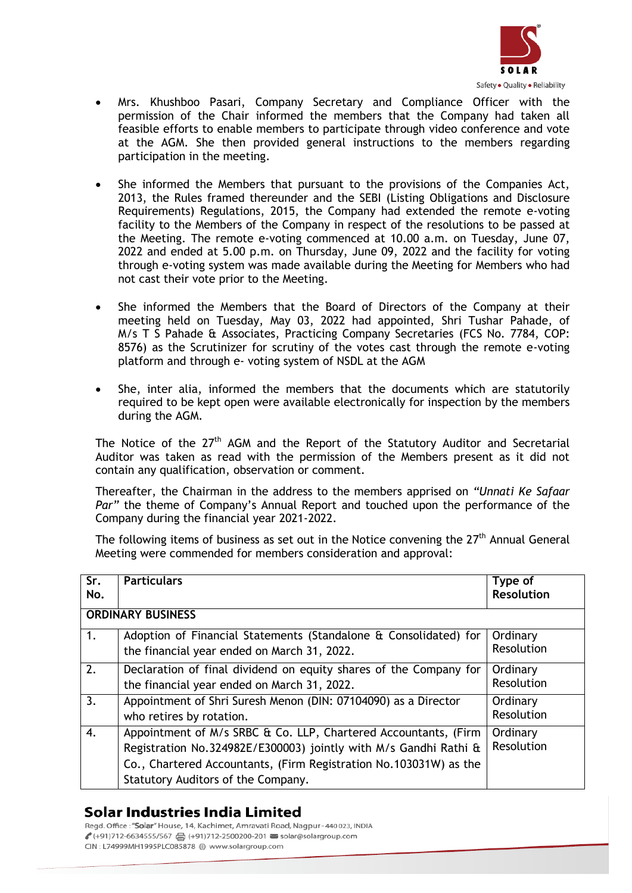- Mrs. Khushboo Pasari, Company Secretary and Compliance Officer with the permission of the Chair informed the members that the Company had taken all feasible efforts to enable members to participate through video conference and vote at the AGM. She then provided general instructions to the members regarding participation in the meeting.

- She informed the Members that pursuant to the provisions of the Companies Act, 2013, the Rules framed thereunder and the SEBI (Listing Obligations and Disclosure Requirements) Regulations, 2015, the Company had extended the remote e-voting facility to the Members of the Company in respect of the resolutions to be passed at the Meeting. The remote e-voting commenced at 10.00 a.m. on Tuesday, June 07, 2022 and ended at 5.00 p.m. on Thursday, June 09, 2022 and the facility for voting through e-voting system was made available during the Meeting for Members who had not cast their vote prior to the Meeting.

- She informed the Members that the Board of Directors of the Company at their meeting held on Tuesday, May 03, 2022 had appointed, Shri Tushar Pahade, of M/s T S Pahade & Associates, Practicing Company Secretaries (FCS No. 7784, COP: 8576) as the Scrutinizer for scrutiny of the votes cast through the remote e-voting platform and through e- voting system of NSDL at the AGM

- She, inter alia, informed the members that the documents which are statutorily required to be kept open were available electronically for inspection by the members during the AGM.

The Notice of the 27th AGM and the Report of the Statutory Auditor and Secretarial Auditor was taken as read with the permission of the Members present as it did not contain any qualification, observation or comment.

Thereafter, the Chairman in the address to the members apprised on *"Unnati Ke Safaar Par"* the theme of Company's Annual Report and touched upon the performance of the Company during the financial year 2021-2022.

The following items of business as set out in the Notice convening the 27th Annual General Meeting were commended for members consideration and approval:

| Sr. No. | Particulars | Type of Resolution |
|---|---|---|
| **ORDINARY BUSINESS** | | |
| 1. | Adoption of Financial Statements (Standalone & Consolidated) for the financial year ended on March 31, 2022. | Ordinary Resolution |
| 2. | Declaration of final dividend on equity shares of the Company for the financial year ended on March 31, 2022. | Ordinary Resolution |
| 3. | Appointment of Shri Suresh Menon (DIN: 07104090) as a Director who retires by rotation. | Ordinary Resolution |
| 4. | Appointment of M/s SRBC & Co. LLP, Chartered Accountants, (Firm Registration No.324982E/E300003) jointly with M/s Gandhi Rathi & Co., Chartered Accountants, (Firm Registration No.103031W) as the Statutory Auditors of the Company. | Ordinary Resolution |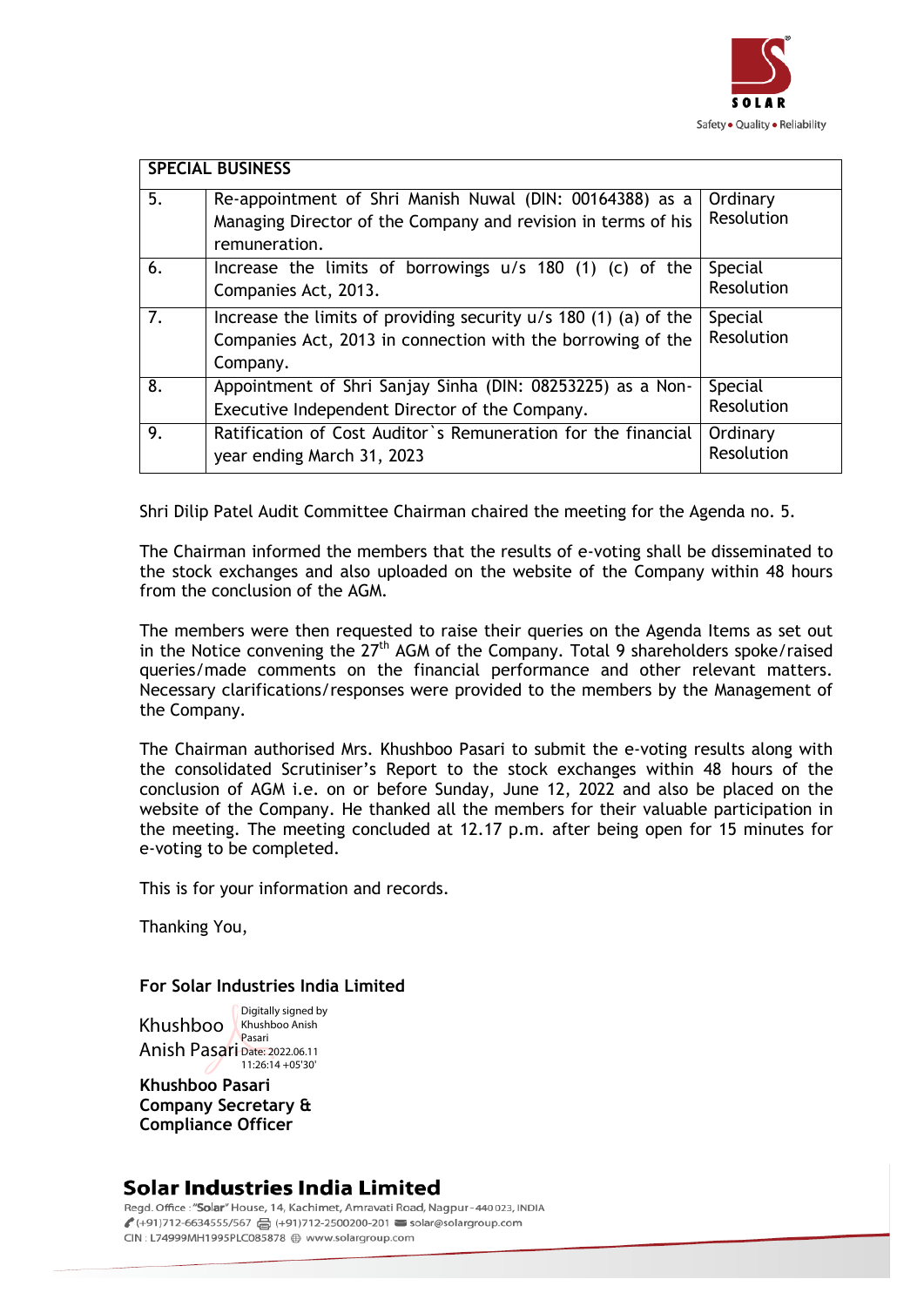| SPECIAL BUSINESS | | |
|---|---|---|
| 5. | Re-appointment of Shri Manish Nuwal (DIN: 00164388) as a Managing Director of the Company and revision in terms of his remuneration. | Ordinary Resolution |
| 6. | Increase the limits of borrowings u/s 180 (1) (c) of the Companies Act, 2013. | Special Resolution |
| 7. | Increase the limits of providing security u/s 180 (1) (a) of the Companies Act, 2013 in connection with the borrowing of the Company. | Special Resolution |
| 8. | Appointment of Shri Sanjay Sinha (DIN: 08253225) as a Non-Executive Independent Director of the Company. | Special Resolution |
| 9. | Ratification of Cost Auditor`s Remuneration for the financial year ending March 31, 2023 | Ordinary Resolution |

Shri Dilip Patel Audit Committee Chairman chaired the meeting for the Agenda no. 5.

The Chairman informed the members that the results of e-voting shall be disseminated to the stock exchanges and also uploaded on the website of the Company within 48 hours from the conclusion of the AGM.

The members were then requested to raise their queries on the Agenda Items as set out in the Notice convening the 27th AGM of the Company. Total 9 shareholders spoke/raised queries/made comments on the financial performance and other relevant matters. Necessary clarifications/responses were provided to the members by the Management of the Company.

The Chairman authorised Mrs. Khushboo Pasari to submit the e-voting results along with the consolidated Scrutiniser's Report to the stock exchanges within 48 hours of the conclusion of AGM i.e. on or before Sunday, June 12, 2022 and also be placed on the website of the Company. He thanked all the members for their valuable participation in the meeting. The meeting concluded at 12.17 p.m. after being open for 15 minutes for e-voting to be completed.

This is for your information and records.

Thanking You,

**For Solar Industries India Limited**

Khushboo Anish Pasari
Digitally signed by Khushboo Anish Pasari
Date: 2022.06.11 11:26:14 +05'30'

**Khushboo Pasari**
**Company Secretary & Compliance Officer**

**Solar Industries India Limited**
Regd. Office : "Solar" House, 14, Kachimet, Amravati Road, Nagpur-440 023, INDIA
(+91)712-6634555/567 (+91)712-2500200-201 solar@solargroup.com
CIN : L74999MH1995PLC085878 www.solargroup.com